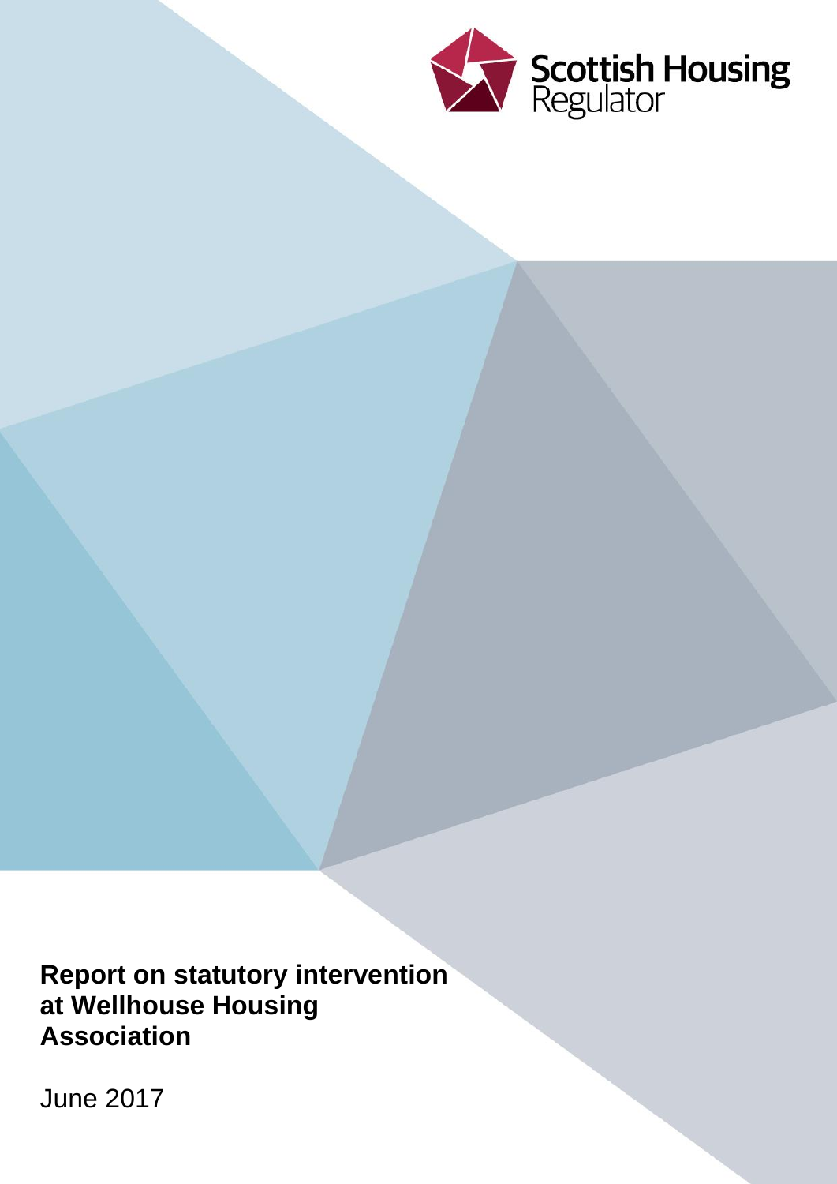Scottish Housing Regulator

# Report on statutory intervention at Wellhouse Housing Association

June 2017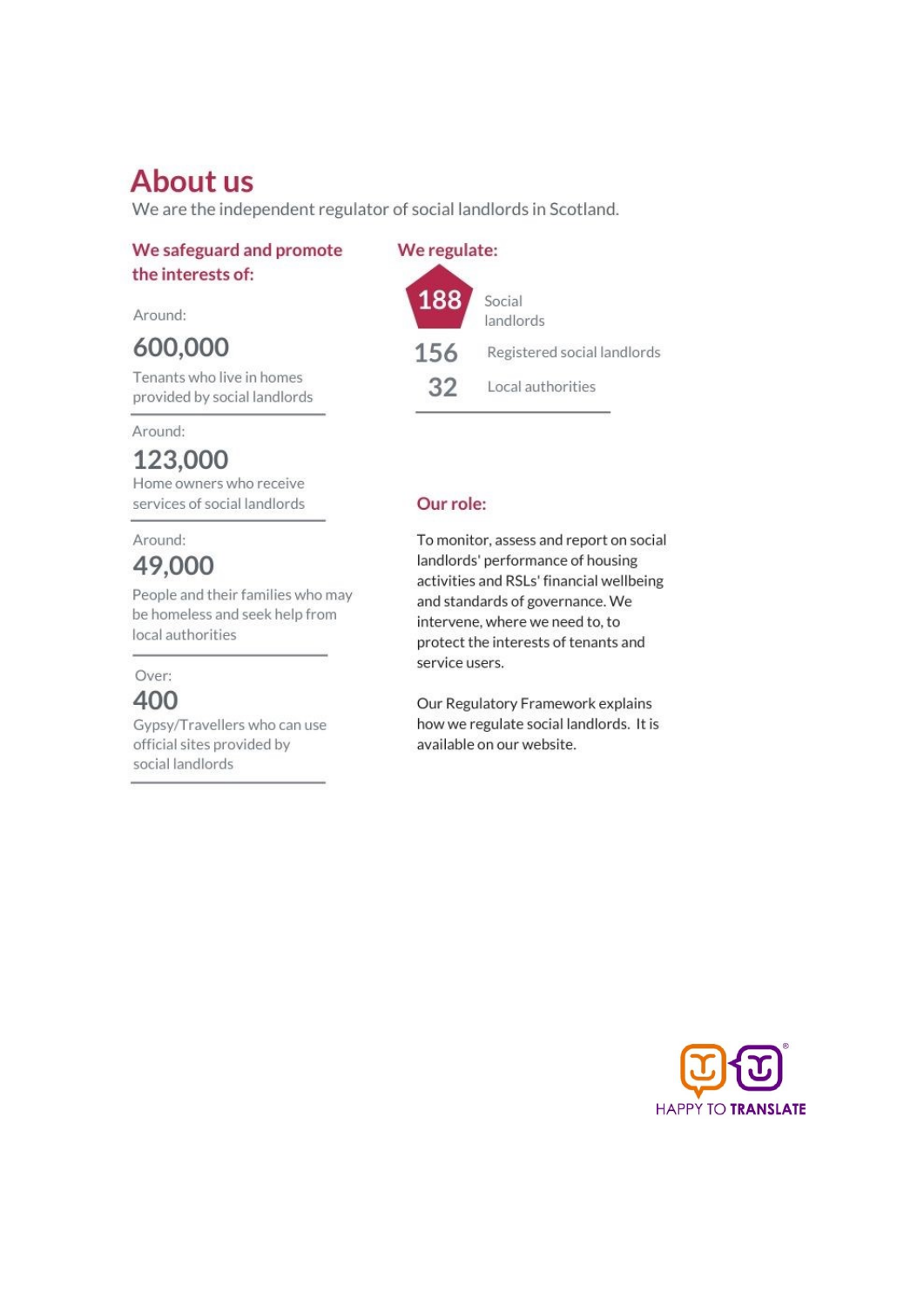# About us

We are the independent regulator of social landlords in Scotland.

## We safeguard and promote the interests of:

Around:

**600,000**

Tenants who live in homes provided by social landlords

Around:

**123,000**

Home owners who receive services of social landlords

Around:

**49,000**

People and their families who may be homeless and seek help from local authorities

Over:

**400**

Gypsy/Travellers who can use official sites provided by social landlords

## We regulate:

**188** Social landlords

**156** Registered social landlords

**32** Local authorities

## Our role:

To monitor, assess and report on social landlords' performance of housing activities and RSLs' financial wellbeing and standards of governance. We intervene, where we need to, to protect the interests of tenants and service users.

Our Regulatory Framework explains how we regulate social landlords. It is available on our website.

HAPPY TO TRANSLATE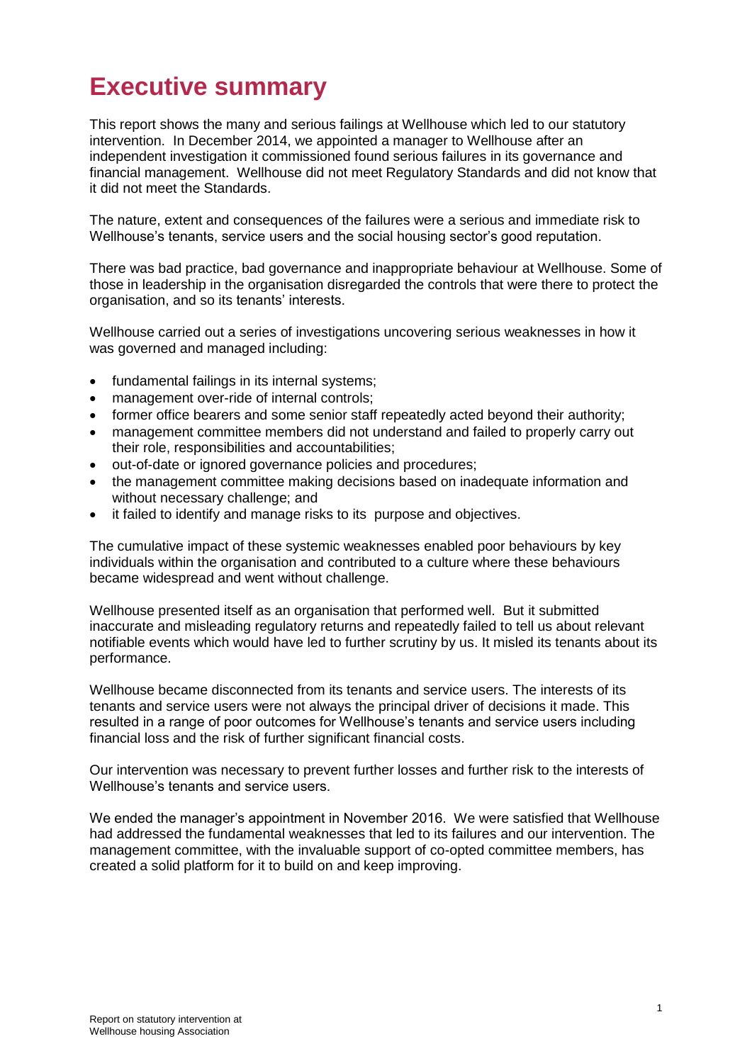# Executive summary

This report shows the many and serious failings at Wellhouse which led to our statutory intervention. In December 2014, we appointed a manager to Wellhouse after an independent investigation it commissioned found serious failures in its governance and financial management. Wellhouse did not meet Regulatory Standards and did not know that it did not meet the Standards.

The nature, extent and consequences of the failures were a serious and immediate risk to Wellhouse's tenants, service users and the social housing sector's good reputation.

There was bad practice, bad governance and inappropriate behaviour at Wellhouse. Some of those in leadership in the organisation disregarded the controls that were there to protect the organisation, and so its tenants' interests.

Wellhouse carried out a series of investigations uncovering serious weaknesses in how it was governed and managed including:

- fundamental failings in its internal systems;
- management over-ride of internal controls;
- former office bearers and some senior staff repeatedly acted beyond their authority;
- management committee members did not understand and failed to properly carry out their role, responsibilities and accountabilities;
- out-of-date or ignored governance policies and procedures;
- the management committee making decisions based on inadequate information and without necessary challenge; and
- it failed to identify and manage risks to its purpose and objectives.

The cumulative impact of these systemic weaknesses enabled poor behaviours by key individuals within the organisation and contributed to a culture where these behaviours became widespread and went without challenge.

Wellhouse presented itself as an organisation that performed well. But it submitted inaccurate and misleading regulatory returns and repeatedly failed to tell us about relevant notifiable events which would have led to further scrutiny by us. It misled its tenants about its performance.

Wellhouse became disconnected from its tenants and service users. The interests of its tenants and service users were not always the principal driver of decisions it made. This resulted in a range of poor outcomes for Wellhouse's tenants and service users including financial loss and the risk of further significant financial costs.

Our intervention was necessary to prevent further losses and further risk to the interests of Wellhouse's tenants and service users.

We ended the manager's appointment in November 2016. We were satisfied that Wellhouse had addressed the fundamental weaknesses that led to its failures and our intervention. The management committee, with the invaluable support of co-opted committee members, has created a solid platform for it to build on and keep improving.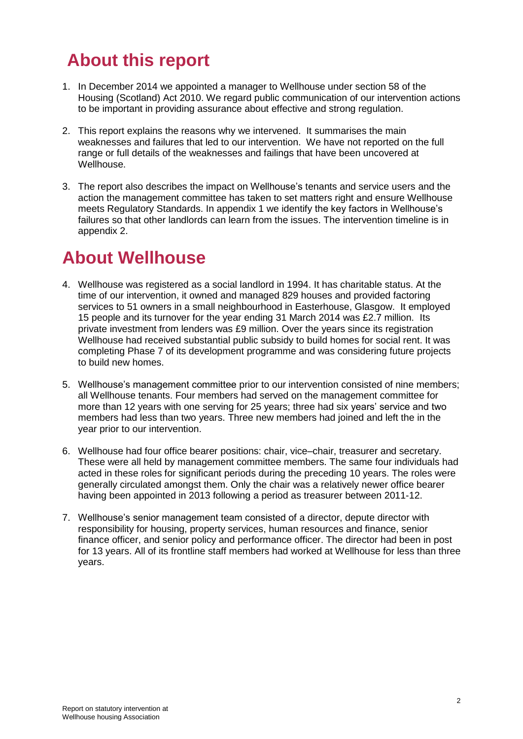# About this report

1. In December 2014 we appointed a manager to Wellhouse under section 58 of the Housing (Scotland) Act 2010. We regard public communication of our intervention actions to be important in providing assurance about effective and strong regulation.

2. This report explains the reasons why we intervened. It summarises the main weaknesses and failures that led to our intervention. We have not reported on the full range or full details of the weaknesses and failings that have been uncovered at Wellhouse.

3. The report also describes the impact on Wellhouse's tenants and service users and the action the management committee has taken to set matters right and ensure Wellhouse meets Regulatory Standards. In appendix 1 we identify the key factors in Wellhouse's failures so that other landlords can learn from the issues. The intervention timeline is in appendix 2.

# About Wellhouse

4. Wellhouse was registered as a social landlord in 1994. It has charitable status. At the time of our intervention, it owned and managed 829 houses and provided factoring services to 51 owners in a small neighbourhood in Easterhouse, Glasgow. It employed 15 people and its turnover for the year ending 31 March 2014 was £2.7 million. Its private investment from lenders was £9 million. Over the years since its registration Wellhouse had received substantial public subsidy to build homes for social rent. It was completing Phase 7 of its development programme and was considering future projects to build new homes.

5. Wellhouse's management committee prior to our intervention consisted of nine members; all Wellhouse tenants. Four members had served on the management committee for more than 12 years with one serving for 25 years; three had six years' service and two members had less than two years. Three new members had joined and left the in the year prior to our intervention.

6. Wellhouse had four office bearer positions: chair, vice–chair, treasurer and secretary. These were all held by management committee members. The same four individuals had acted in these roles for significant periods during the preceding 10 years. The roles were generally circulated amongst them. Only the chair was a relatively newer office bearer having been appointed in 2013 following a period as treasurer between 2011-12.

7. Wellhouse's senior management team consisted of a director, depute director with responsibility for housing, property services, human resources and finance, senior finance officer, and senior policy and performance officer. The director had been in post for 13 years. All of its frontline staff members had worked at Wellhouse for less than three years.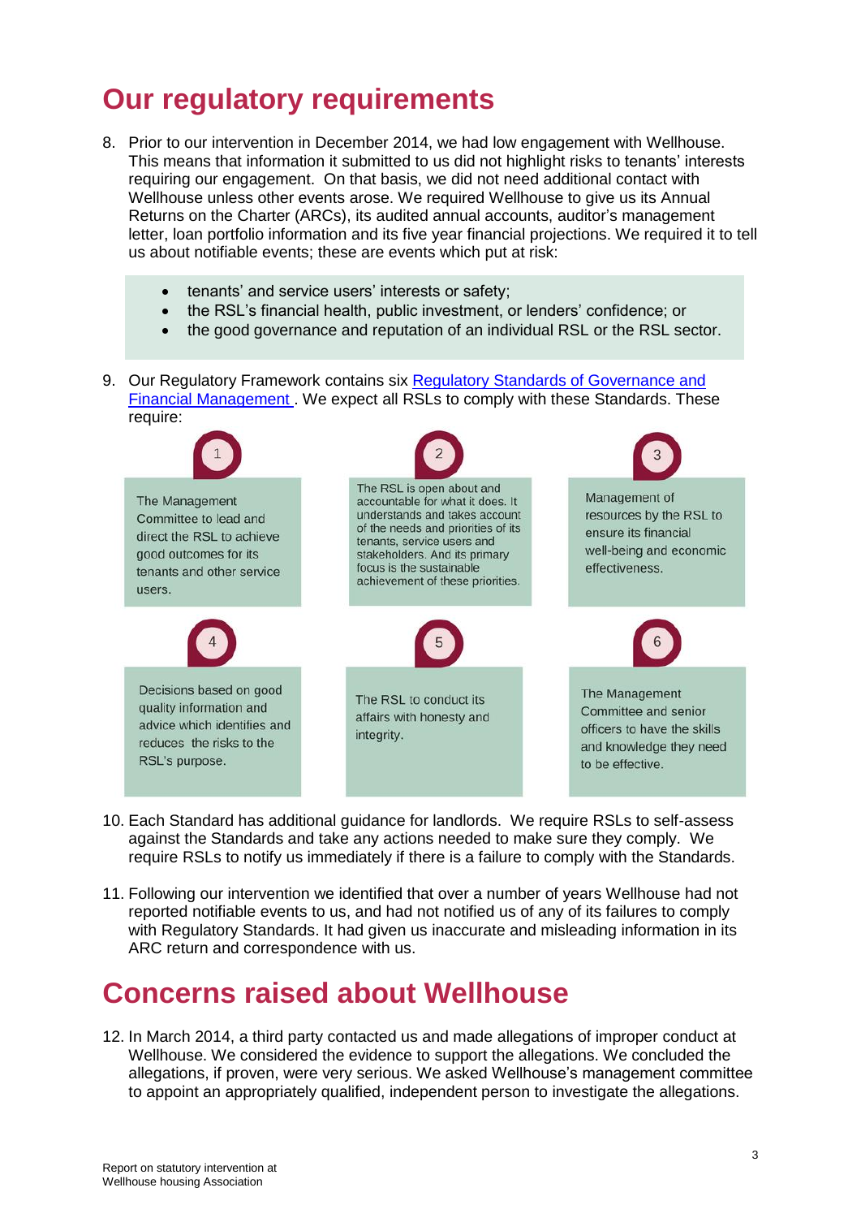# Our regulatory requirements

8. Prior to our intervention in December 2014, we had low engagement with Wellhouse. This means that information it submitted to us did not highlight risks to tenants' interests requiring our engagement. On that basis, we did not need additional contact with Wellhouse unless other events arose. We required Wellhouse to give us its Annual Returns on the Charter (ARCs), its audited annual accounts, auditor's management letter, loan portfolio information and its five year financial projections. We required it to tell us about notifiable events; these are events which put at risk:

   - tenants' and service users' interests or safety;
   - the RSL's financial health, public investment, or lenders' confidence; or
   - the good governance and reputation of an individual RSL or the RSL sector.

9. Our Regulatory Framework contains six [Regulatory Standards of Governance and Financial Management](). We expect all RSLs to comply with these Standards. These require:

   1. The Management Committee to lead and direct the RSL to achieve good outcomes for its tenants and other service users.
   2. The RSL is open about and accountable for what it does. It understands and takes account of the needs and priorities of its tenants, service users and stakeholders. And its primary focus is the sustainable achievement of these priorities.
   3. Management of resources by the RSL to ensure its financial well-being and economic effectiveness.
   4. Decisions based on good quality information and advice which identifies and reduces the risks to the RSL's purpose.
   5. The RSL to conduct its affairs with honesty and integrity.
   6. The Management Committee and senior officers to have the skills and knowledge they need to be effective.

10. Each Standard has additional guidance for landlords. We require RSLs to self-assess against the Standards and take any actions needed to make sure they comply. We require RSLs to notify us immediately if there is a failure to comply with the Standards.

11. Following our intervention we identified that over a number of years Wellhouse had not reported notifiable events to us, and had not notified us of any of its failures to comply with Regulatory Standards. It had given us inaccurate and misleading information in its ARC return and correspondence with us.

# Concerns raised about Wellhouse

12. In March 2014, a third party contacted us and made allegations of improper conduct at Wellhouse. We considered the evidence to support the allegations. We concluded the allegations, if proven, were very serious. We asked Wellhouse's management committee to appoint an appropriately qualified, independent person to investigate the allegations.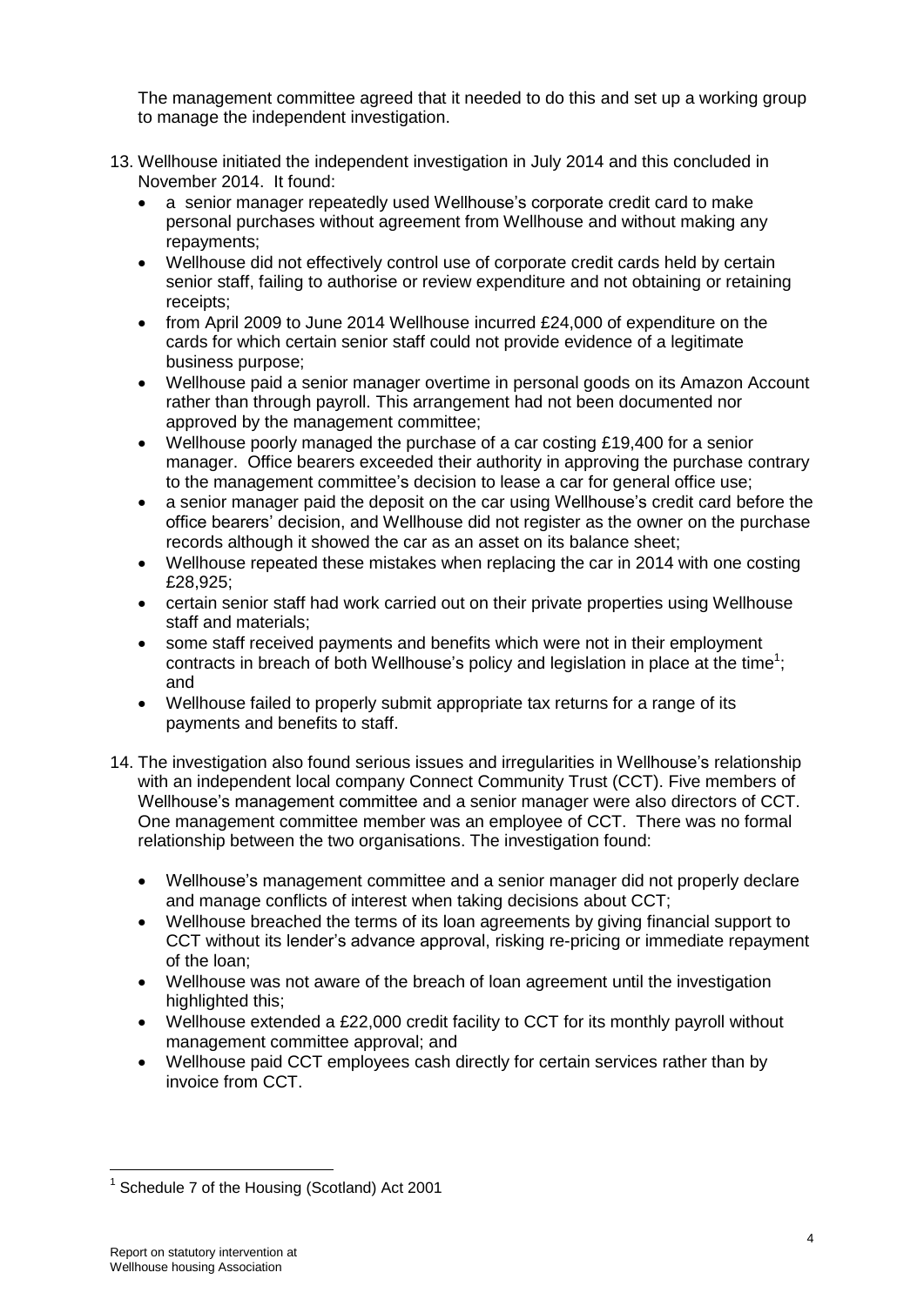The management committee agreed that it needed to do this and set up a working group to manage the independent investigation.

13. Wellhouse initiated the independent investigation in July 2014 and this concluded in November 2014. It found:
    - a senior manager repeatedly used Wellhouse's corporate credit card to make personal purchases without agreement from Wellhouse and without making any repayments;
    - Wellhouse did not effectively control use of corporate credit cards held by certain senior staff, failing to authorise or review expenditure and not obtaining or retaining receipts;
    - from April 2009 to June 2014 Wellhouse incurred £24,000 of expenditure on the cards for which certain senior staff could not provide evidence of a legitimate business purpose;
    - Wellhouse paid a senior manager overtime in personal goods on its Amazon Account rather than through payroll. This arrangement had not been documented nor approved by the management committee;
    - Wellhouse poorly managed the purchase of a car costing £19,400 for a senior manager. Office bearers exceeded their authority in approving the purchase contrary to the management committee's decision to lease a car for general office use;
    - a senior manager paid the deposit on the car using Wellhouse's credit card before the office bearers' decision, and Wellhouse did not register as the owner on the purchase records although it showed the car as an asset on its balance sheet;
    - Wellhouse repeated these mistakes when replacing the car in 2014 with one costing £28,925;
    - certain senior staff had work carried out on their private properties using Wellhouse staff and materials;
    - some staff received payments and benefits which were not in their employment contracts in breach of both Wellhouse's policy and legislation in place at the time[1]; and
    - Wellhouse failed to properly submit appropriate tax returns for a range of its payments and benefits to staff.

14. The investigation also found serious issues and irregularities in Wellhouse's relationship with an independent local company Connect Community Trust (CCT). Five members of Wellhouse's management committee and a senior manager were also directors of CCT. One management committee member was an employee of CCT. There was no formal relationship between the two organisations. The investigation found:

    - Wellhouse's management committee and a senior manager did not properly declare and manage conflicts of interest when taking decisions about CCT;
    - Wellhouse breached the terms of its loan agreements by giving financial support to CCT without its lender's advance approval, risking re-pricing or immediate repayment of the loan;
    - Wellhouse was not aware of the breach of loan agreement until the investigation highlighted this;
    - Wellhouse extended a £22,000 credit facility to CCT for its monthly payroll without management committee approval; and
    - Wellhouse paid CCT employees cash directly for certain services rather than by invoice from CCT.

[1] Schedule 7 of the Housing (Scotland) Act 2001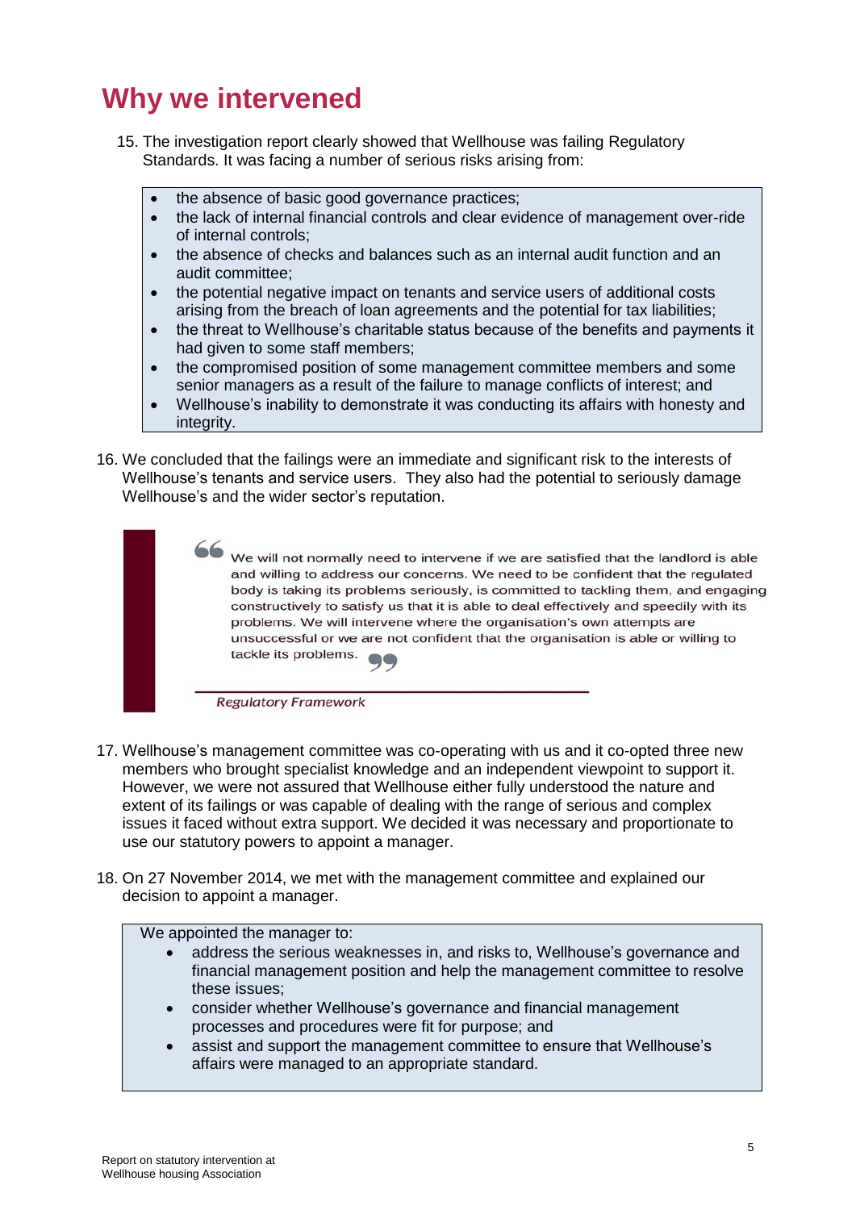# Why we intervened

15. The investigation report clearly showed that Wellhouse was failing Regulatory Standards. It was facing a number of serious risks arising from:

- the absence of basic good governance practices;
- the lack of internal financial controls and clear evidence of management over-ride of internal controls;
- the absence of checks and balances such as an internal audit function and an audit committee;
- the potential negative impact on tenants and service users of additional costs arising from the breach of loan agreements and the potential for tax liabilities;
- the threat to Wellhouse's charitable status because of the benefits and payments it had given to some staff members;
- the compromised position of some management committee members and some senior managers as a result of the failure to manage conflicts of interest; and
- Wellhouse's inability to demonstrate it was conducting its affairs with honesty and integrity.

16. We concluded that the failings were an immediate and significant risk to the interests of Wellhouse's tenants and service users. They also had the potential to seriously damage Wellhouse's and the wider sector's reputation.

> "We will not normally need to intervene if we are satisfied that the landlord is able and willing to address our concerns. We need to be confident that the regulated body is taking its problems seriously, is committed to tackling them, and engaging constructively to satisfy us that it is able to deal effectively and speedily with its problems. We will intervene where the organisation's own attempts are unsuccessful or we are not confident that the organisation is able or willing to tackle its problems."
>
> *Regulatory Framework*

17. Wellhouse's management committee was co-operating with us and it co-opted three new members who brought specialist knowledge and an independent viewpoint to support it. However, we were not assured that Wellhouse either fully understood the nature and extent of its failings or was capable of dealing with the range of serious and complex issues it faced without extra support. We decided it was necessary and proportionate to use our statutory powers to appoint a manager.

18. On 27 November 2014, we met with the management committee and explained our decision to appoint a manager.

We appointed the manager to:

- address the serious weaknesses in, and risks to, Wellhouse's governance and financial management position and help the management committee to resolve these issues;
- consider whether Wellhouse's governance and financial management processes and procedures were fit for purpose; and
- assist and support the management committee to ensure that Wellhouse's affairs were managed to an appropriate standard.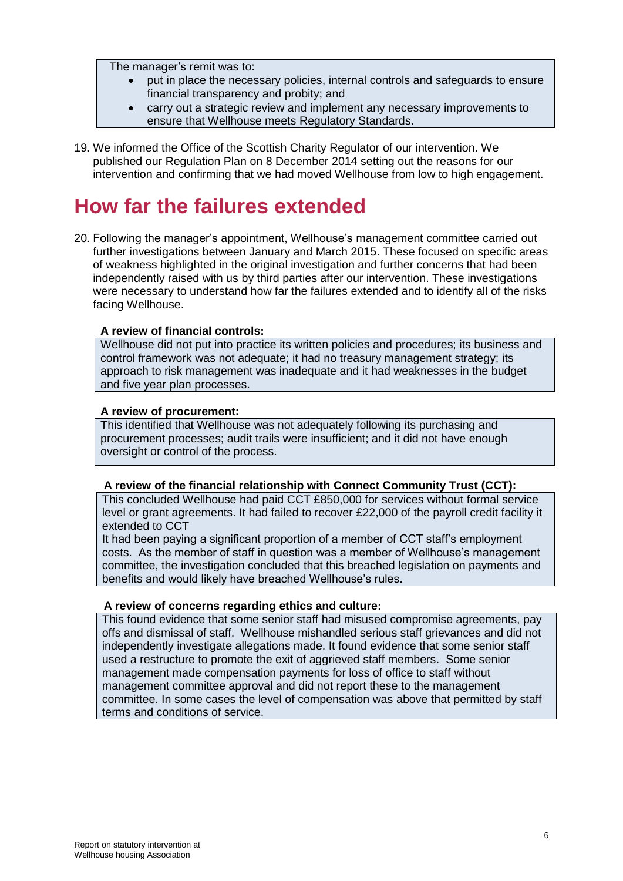The manager's remit was to:

- put in place the necessary policies, internal controls and safeguards to ensure financial transparency and probity; and
- carry out a strategic review and implement any necessary improvements to ensure that Wellhouse meets Regulatory Standards.

19. We informed the Office of the Scottish Charity Regulator of our intervention. We published our Regulation Plan on 8 December 2014 setting out the reasons for our intervention and confirming that we had moved Wellhouse from low to high engagement.

# How far the failures extended

20. Following the manager's appointment, Wellhouse's management committee carried out further investigations between January and March 2015. These focused on specific areas of weakness highlighted in the original investigation and further concerns that had been independently raised with us by third parties after our intervention. These investigations were necessary to understand how far the failures extended and to identify all of the risks facing Wellhouse.

**A review of financial controls:**

Wellhouse did not put into practice its written policies and procedures; its business and control framework was not adequate; it had no treasury management strategy; its approach to risk management was inadequate and it had weaknesses in the budget and five year plan processes.

**A review of procurement:**

This identified that Wellhouse was not adequately following its purchasing and procurement processes; audit trails were insufficient; and it did not have enough oversight or control of the process.

**A review of the financial relationship with Connect Community Trust (CCT):**

This concluded Wellhouse had paid CCT £850,000 for services without formal service level or grant agreements. It had failed to recover £22,000 of the payroll credit facility it extended to CCT

It had been paying a significant proportion of a member of CCT staff's employment costs. As the member of staff in question was a member of Wellhouse's management committee, the investigation concluded that this breached legislation on payments and benefits and would likely have breached Wellhouse's rules.

**A review of concerns regarding ethics and culture:**

This found evidence that some senior staff had misused compromise agreements, pay offs and dismissal of staff. Wellhouse mishandled serious staff grievances and did not independently investigate allegations made. It found evidence that some senior staff used a restructure to promote the exit of aggrieved staff members. Some senior management made compensation payments for loss of office to staff without management committee approval and did not report these to the management committee. In some cases the level of compensation was above that permitted by staff terms and conditions of service.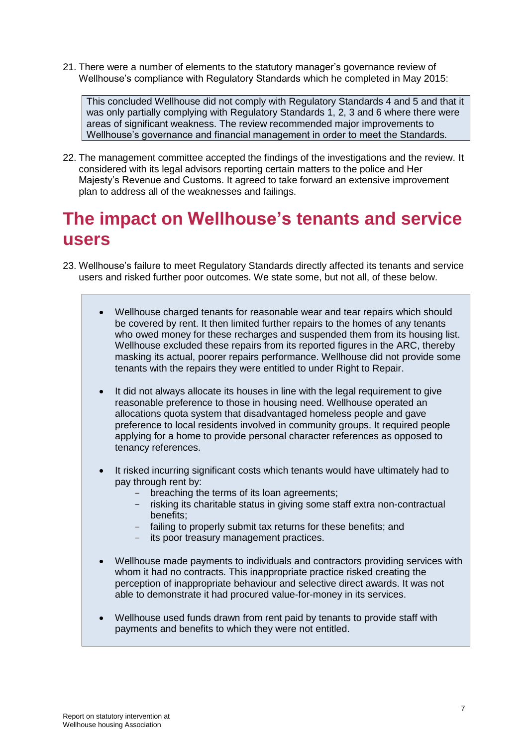21. There were a number of elements to the statutory manager's governance review of Wellhouse's compliance with Regulatory Standards which he completed in May 2015:

> This concluded Wellhouse did not comply with Regulatory Standards 4 and 5 and that it was only partially complying with Regulatory Standards 1, 2, 3 and 6 where there were areas of significant weakness. The review recommended major improvements to Wellhouse's governance and financial management in order to meet the Standards.

22. The management committee accepted the findings of the investigations and the review. It considered with its legal advisors reporting certain matters to the police and Her Majesty's Revenue and Customs. It agreed to take forward an extensive improvement plan to address all of the weaknesses and failings.

# The impact on Wellhouse's tenants and service users

23. Wellhouse's failure to meet Regulatory Standards directly affected its tenants and service users and risked further poor outcomes. We state some, but not all, of these below.

> - Wellhouse charged tenants for reasonable wear and tear repairs which should be covered by rent. It then limited further repairs to the homes of any tenants who owed money for these recharges and suspended them from its housing list. Wellhouse excluded these repairs from its reported figures in the ARC, thereby masking its actual, poorer repairs performance. Wellhouse did not provide some tenants with the repairs they were entitled to under Right to Repair.
>
> - It did not always allocate its houses in line with the legal requirement to give reasonable preference to those in housing need. Wellhouse operated an allocations quota system that disadvantaged homeless people and gave preference to local residents involved in community groups. It required people applying for a home to provide personal character references as opposed to tenancy references.
>
> - It risked incurring significant costs which tenants would have ultimately had to pay through rent by:
>   - breaching the terms of its loan agreements;
>   - risking its charitable status in giving some staff extra non-contractual benefits;
>   - failing to properly submit tax returns for these benefits; and
>   - its poor treasury management practices.
>
> - Wellhouse made payments to individuals and contractors providing services with whom it had no contracts. This inappropriate practice risked creating the perception of inappropriate behaviour and selective direct awards. It was not able to demonstrate it had procured value-for-money in its services.
>
> - Wellhouse used funds drawn from rent paid by tenants to provide staff with payments and benefits to which they were not entitled.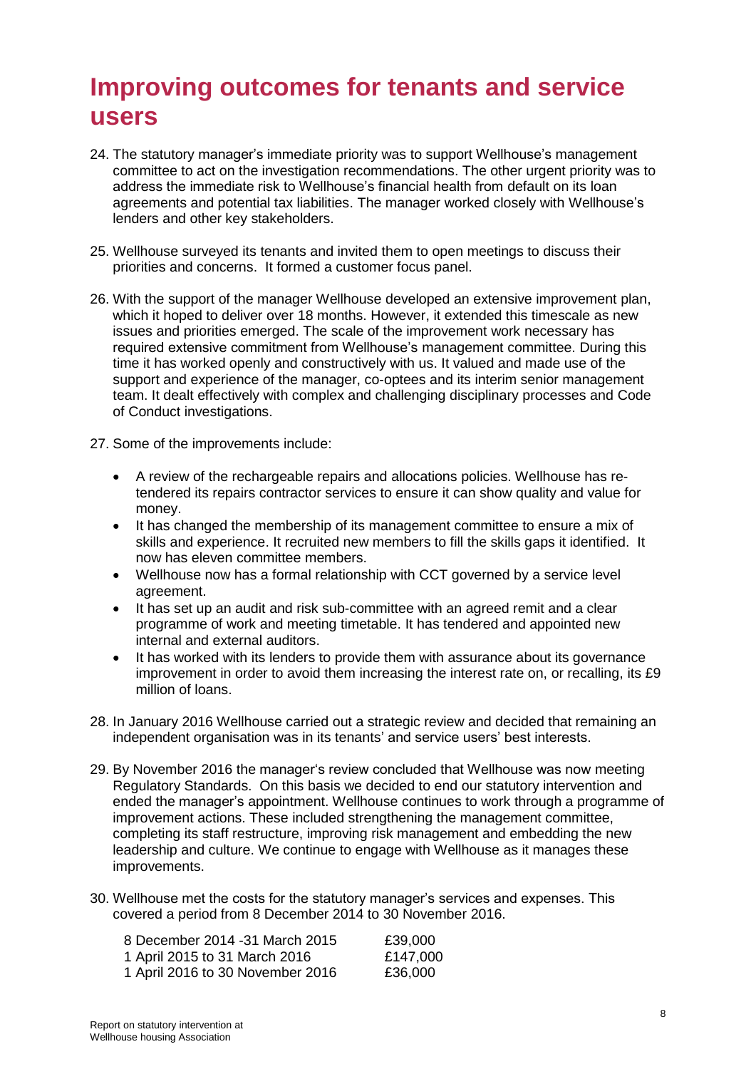# Improving outcomes for tenants and service users

24. The statutory manager's immediate priority was to support Wellhouse's management committee to act on the investigation recommendations. The other urgent priority was to address the immediate risk to Wellhouse's financial health from default on its loan agreements and potential tax liabilities. The manager worked closely with Wellhouse's lenders and other key stakeholders.

25. Wellhouse surveyed its tenants and invited them to open meetings to discuss their priorities and concerns. It formed a customer focus panel.

26. With the support of the manager Wellhouse developed an extensive improvement plan, which it hoped to deliver over 18 months. However, it extended this timescale as new issues and priorities emerged. The scale of the improvement work necessary has required extensive commitment from Wellhouse's management committee. During this time it has worked openly and constructively with us. It valued and made use of the support and experience of the manager, co-optees and its interim senior management team. It dealt effectively with complex and challenging disciplinary processes and Code of Conduct investigations.

27. Some of the improvements include:

    - A review of the rechargeable repairs and allocations policies. Wellhouse has re-tendered its repairs contractor services to ensure it can show quality and value for money.
    - It has changed the membership of its management committee to ensure a mix of skills and experience. It recruited new members to fill the skills gaps it identified. It now has eleven committee members.
    - Wellhouse now has a formal relationship with CCT governed by a service level agreement.
    - It has set up an audit and risk sub-committee with an agreed remit and a clear programme of work and meeting timetable. It has tendered and appointed new internal and external auditors.
    - It has worked with its lenders to provide them with assurance about its governance improvement in order to avoid them increasing the interest rate on, or recalling, its £9 million of loans.

28. In January 2016 Wellhouse carried out a strategic review and decided that remaining an independent organisation was in its tenants' and service users' best interests.

29. By November 2016 the manager's review concluded that Wellhouse was now meeting Regulatory Standards. On this basis we decided to end our statutory intervention and ended the manager's appointment. Wellhouse continues to work through a programme of improvement actions. These included strengthening the management committee, completing its staff restructure, improving risk management and embedding the new leadership and culture. We continue to engage with Wellhouse as it manages these improvements.

30. Wellhouse met the costs for the statutory manager's services and expenses. This covered a period from 8 December 2014 to 30 November 2016.

| | |
|---|---|
| 8 December 2014 -31 March 2015 | £39,000 |
| 1 April 2015 to 31 March 2016 | £147,000 |
| 1 April 2016 to 30 November 2016 | £36,000 |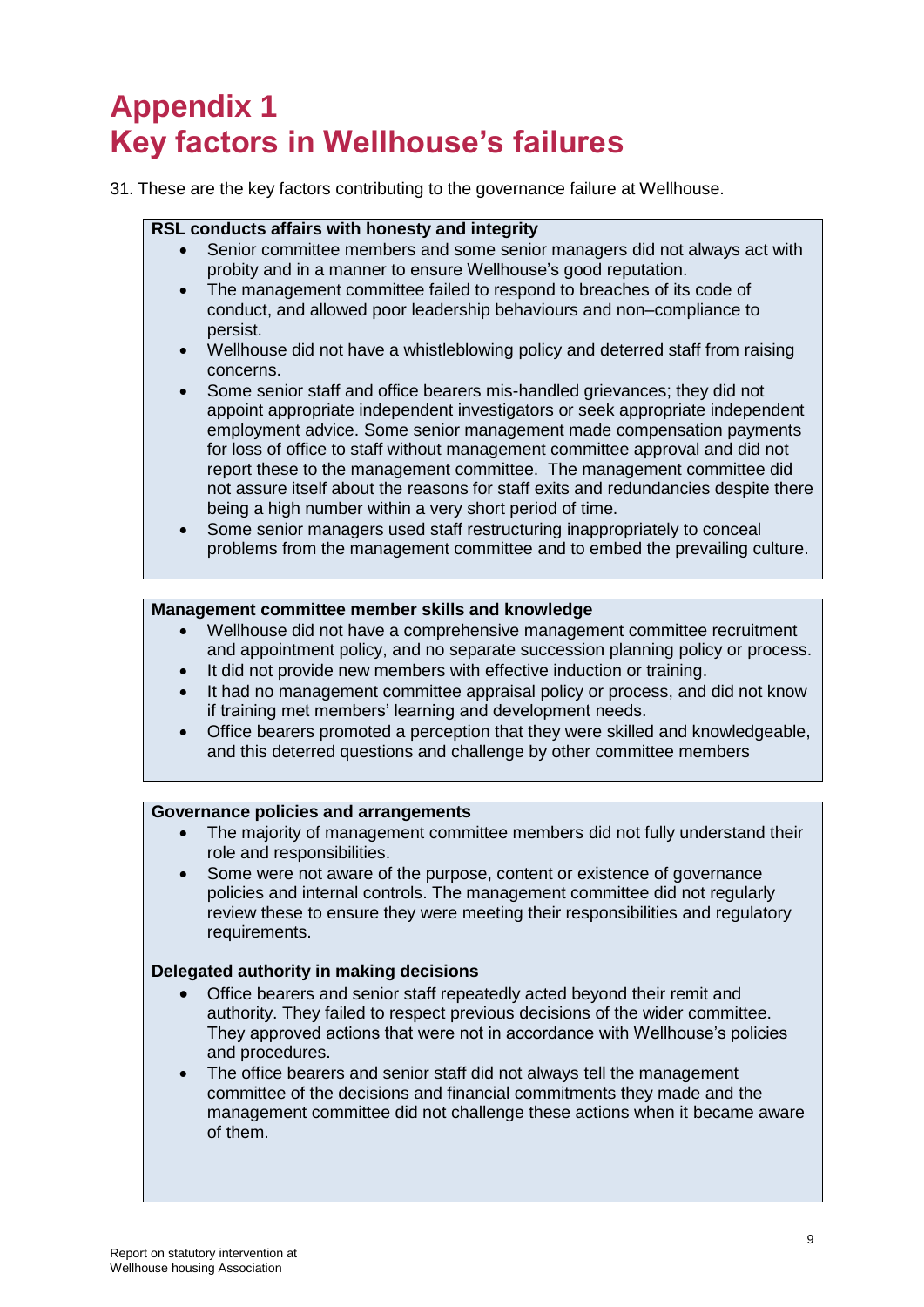# Appendix 1
# Key factors in Wellhouse's failures

31. These are the key factors contributing to the governance failure at Wellhouse.

**RSL conducts affairs with honesty and integrity**

- Senior committee members and some senior managers did not always act with probity and in a manner to ensure Wellhouse's good reputation.
- The management committee failed to respond to breaches of its code of conduct, and allowed poor leadership behaviours and non–compliance to persist.
- Wellhouse did not have a whistleblowing policy and deterred staff from raising concerns.
- Some senior staff and office bearers mis-handled grievances; they did not appoint appropriate independent investigators or seek appropriate independent employment advice. Some senior management made compensation payments for loss of office to staff without management committee approval and did not report these to the management committee. The management committee did not assure itself about the reasons for staff exits and redundancies despite there being a high number within a very short period of time.
- Some senior managers used staff restructuring inappropriately to conceal problems from the management committee and to embed the prevailing culture.

**Management committee member skills and knowledge**

- Wellhouse did not have a comprehensive management committee recruitment and appointment policy, and no separate succession planning policy or process.
- It did not provide new members with effective induction or training.
- It had no management committee appraisal policy or process, and did not know if training met members' learning and development needs.
- Office bearers promoted a perception that they were skilled and knowledgeable, and this deterred questions and challenge by other committee members

**Governance policies and arrangements**

- The majority of management committee members did not fully understand their role and responsibilities.
- Some were not aware of the purpose, content or existence of governance policies and internal controls. The management committee did not regularly review these to ensure they were meeting their responsibilities and regulatory requirements.

**Delegated authority in making decisions**

- Office bearers and senior staff repeatedly acted beyond their remit and authority. They failed to respect previous decisions of the wider committee. They approved actions that were not in accordance with Wellhouse's policies and procedures.
- The office bearers and senior staff did not always tell the management committee of the decisions and financial commitments they made and the management committee did not challenge these actions when it became aware of them.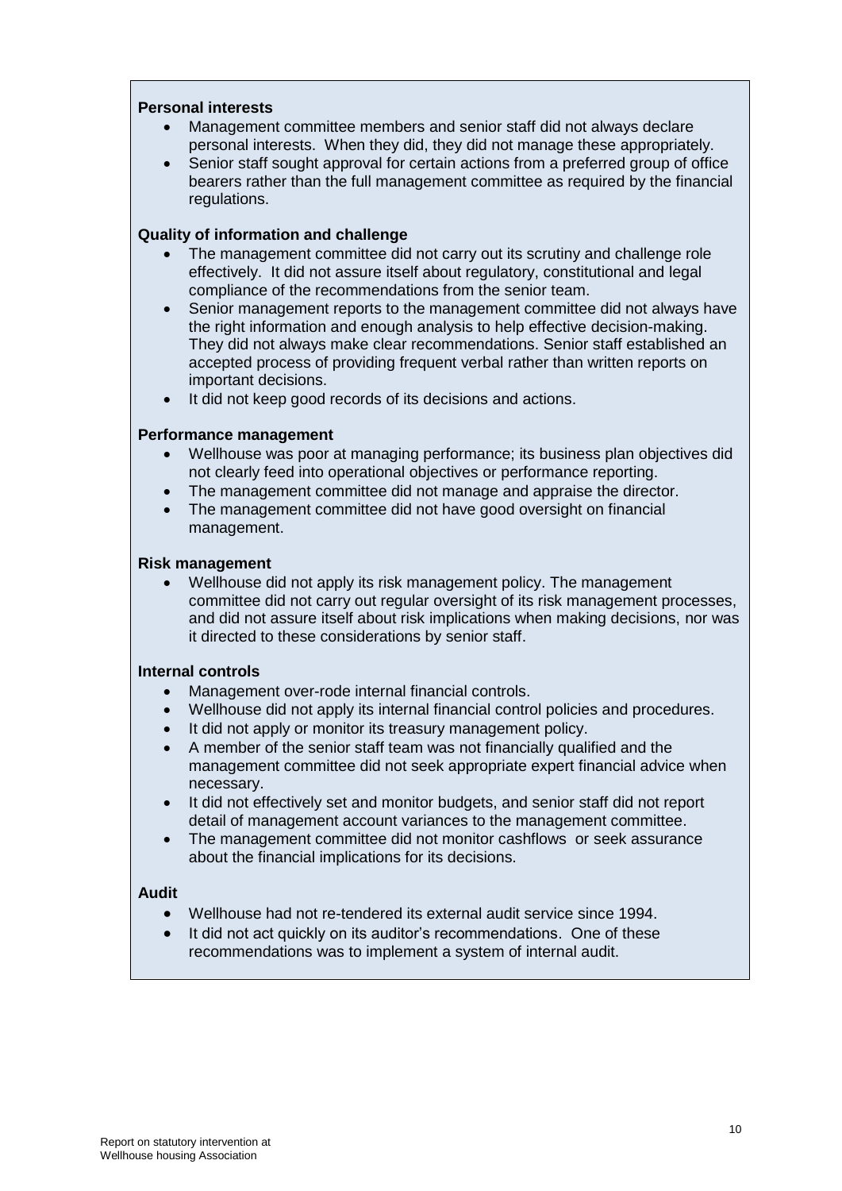**Personal interests**

- Management committee members and senior staff did not always declare personal interests. When they did, they did not manage these appropriately.
- Senior staff sought approval for certain actions from a preferred group of office bearers rather than the full management committee as required by the financial regulations.

**Quality of information and challenge**

- The management committee did not carry out its scrutiny and challenge role effectively. It did not assure itself about regulatory, constitutional and legal compliance of the recommendations from the senior team.
- Senior management reports to the management committee did not always have the right information and enough analysis to help effective decision-making. They did not always make clear recommendations. Senior staff established an accepted process of providing frequent verbal rather than written reports on important decisions.
- It did not keep good records of its decisions and actions.

**Performance management**

- Wellhouse was poor at managing performance; its business plan objectives did not clearly feed into operational objectives or performance reporting.
- The management committee did not manage and appraise the director.
- The management committee did not have good oversight on financial management.

**Risk management**

- Wellhouse did not apply its risk management policy. The management committee did not carry out regular oversight of its risk management processes, and did not assure itself about risk implications when making decisions, nor was it directed to these considerations by senior staff.

**Internal controls**

- Management over-rode internal financial controls.
- Wellhouse did not apply its internal financial control policies and procedures.
- It did not apply or monitor its treasury management policy.
- A member of the senior staff team was not financially qualified and the management committee did not seek appropriate expert financial advice when necessary.
- It did not effectively set and monitor budgets, and senior staff did not report detail of management account variances to the management committee.
- The management committee did not monitor cashflows or seek assurance about the financial implications for its decisions.

**Audit**

- Wellhouse had not re-tendered its external audit service since 1994.
- It did not act quickly on its auditor's recommendations. One of these recommendations was to implement a system of internal audit.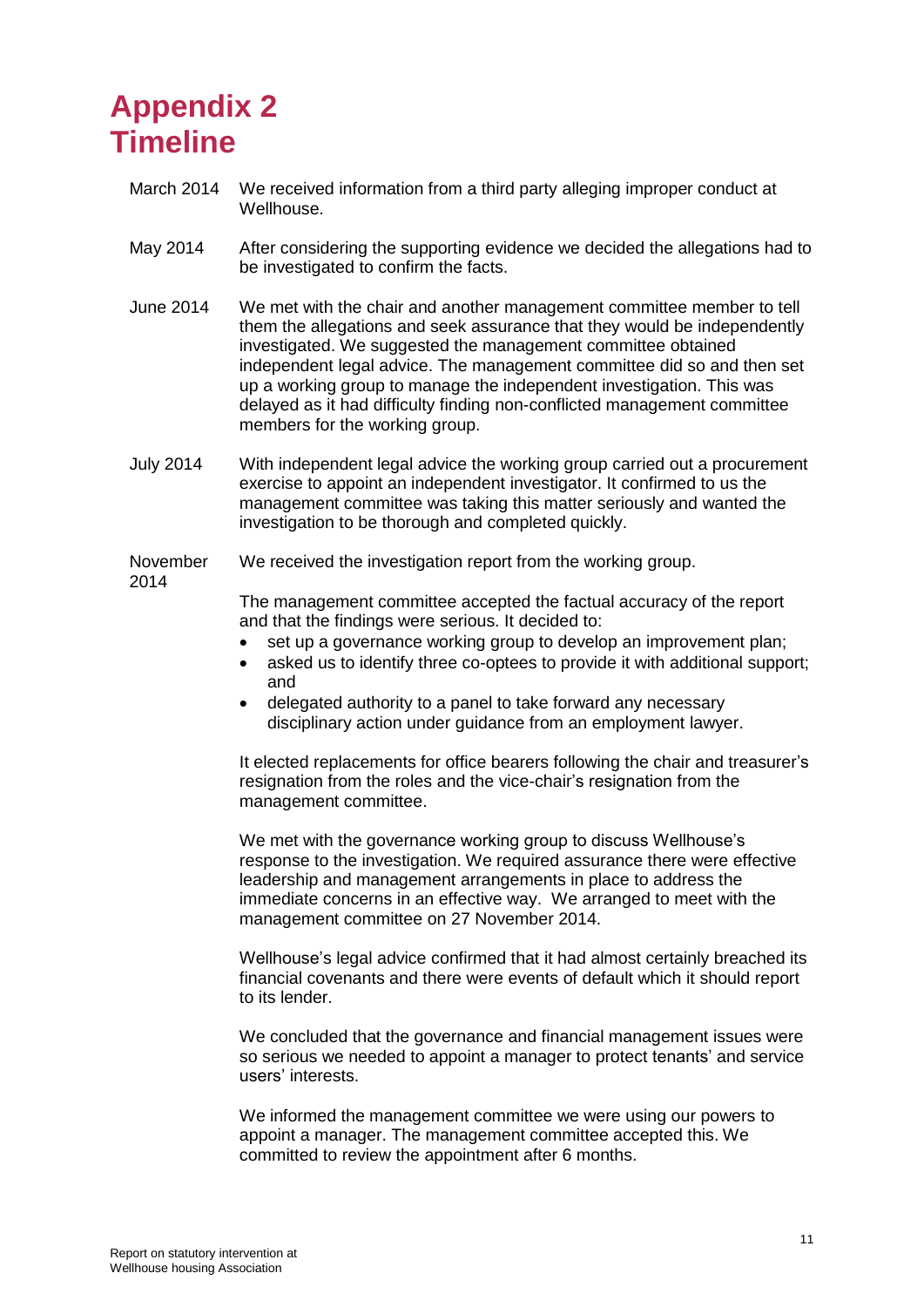# Appendix 2
# Timeline

| | |
|---|---|
| March 2014 | We received information from a third party alleging improper conduct at Wellhouse. |
| May 2014 | After considering the supporting evidence we decided the allegations had to be investigated to confirm the facts. |
| June 2014 | We met with the chair and another management committee member to tell them the allegations and seek assurance that they would be independently investigated. We suggested the management committee obtained independent legal advice. The management committee did so and then set up a working group to manage the independent investigation. This was delayed as it had difficulty finding non-conflicted management committee members for the working group. |
| July 2014 | With independent legal advice the working group carried out a procurement exercise to appoint an independent investigator. It confirmed to us the management committee was taking this matter seriously and wanted the investigation to be thorough and completed quickly. |
| November 2014 | We received the investigation report from the working group. |

The management committee accepted the factual accuracy of the report and that the findings were serious. It decided to:

- set up a governance working group to develop an improvement plan;
- asked us to identify three co-optees to provide it with additional support; and
- delegated authority to a panel to take forward any necessary disciplinary action under guidance from an employment lawyer.

It elected replacements for office bearers following the chair and treasurer's resignation from the roles and the vice-chair's resignation from the management committee.

We met with the governance working group to discuss Wellhouse's response to the investigation. We required assurance there were effective leadership and management arrangements in place to address the immediate concerns in an effective way. We arranged to meet with the management committee on 27 November 2014.

Wellhouse's legal advice confirmed that it had almost certainly breached its financial covenants and there were events of default which it should report to its lender.

We concluded that the governance and financial management issues were so serious we needed to appoint a manager to protect tenants' and service users' interests.

We informed the management committee we were using our powers to appoint a manager. The management committee accepted this. We committed to review the appointment after 6 months.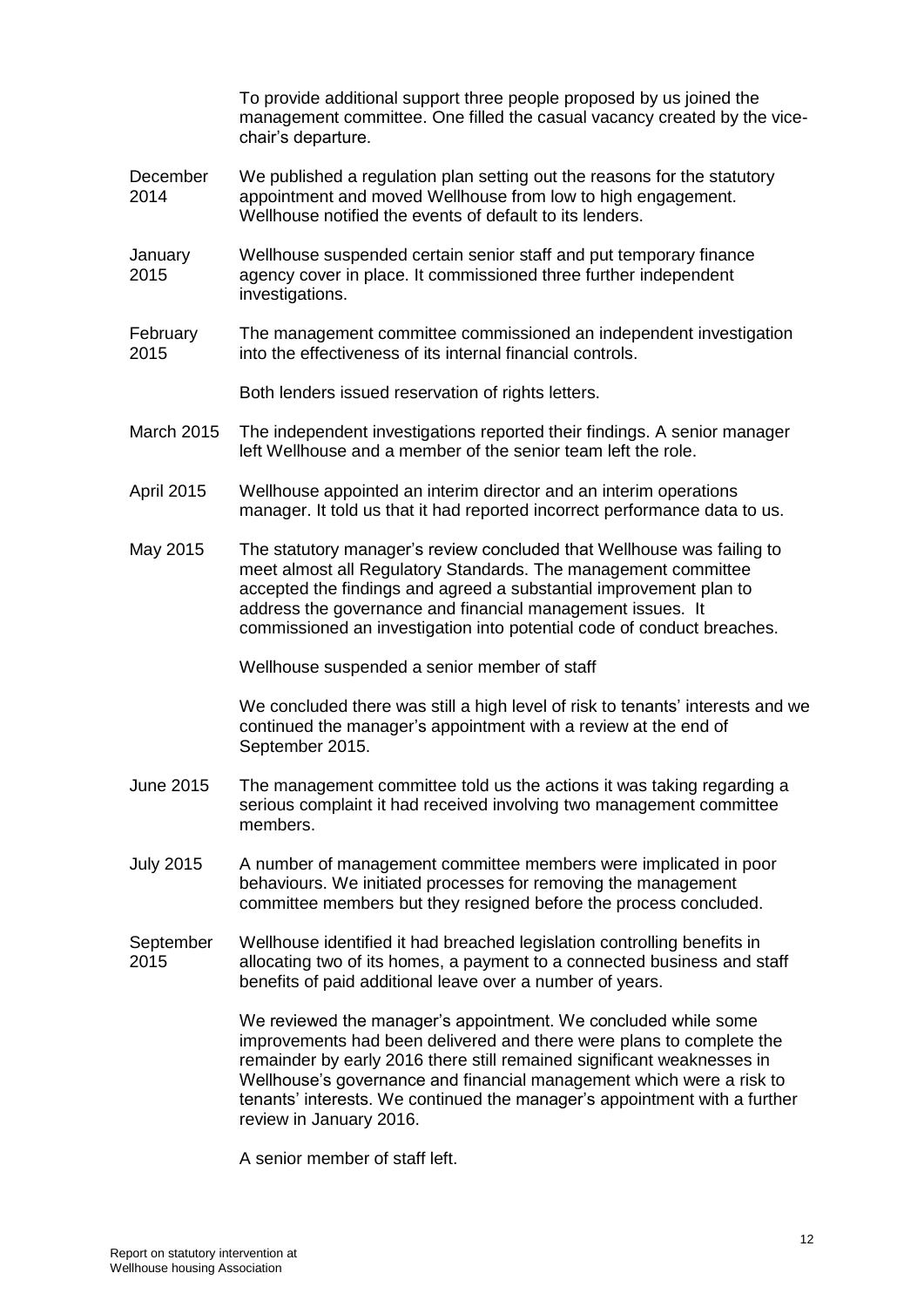To provide additional support three people proposed by us joined the management committee. One filled the casual vacancy created by the vice-chair's departure.

| | |
|---|---|
| December 2014 | We published a regulation plan setting out the reasons for the statutory appointment and moved Wellhouse from low to high engagement. Wellhouse notified the events of default to its lenders. |
| January 2015 | Wellhouse suspended certain senior staff and put temporary finance agency cover in place. It commissioned three further independent investigations. |
| February 2015 | The management committee commissioned an independent investigation into the effectiveness of its internal financial controls.<br><br>Both lenders issued reservation of rights letters. |
| March 2015 | The independent investigations reported their findings. A senior manager left Wellhouse and a member of the senior team left the role. |
| April 2015 | Wellhouse appointed an interim director and an interim operations manager. It told us that it had reported incorrect performance data to us. |
| May 2015 | The statutory manager's review concluded that Wellhouse was failing to meet almost all Regulatory Standards. The management committee accepted the findings and agreed a substantial improvement plan to address the governance and financial management issues. It commissioned an investigation into potential code of conduct breaches.<br><br>Wellhouse suspended a senior member of staff<br><br>We concluded there was still a high level of risk to tenants' interests and we continued the manager's appointment with a review at the end of September 2015. |
| June 2015 | The management committee told us the actions it was taking regarding a serious complaint it had received involving two management committee members. |
| July 2015 | A number of management committee members were implicated in poor behaviours. We initiated processes for removing the management committee members but they resigned before the process concluded. |
| September 2015 | Wellhouse identified it had breached legislation controlling benefits in allocating two of its homes, a payment to a connected business and staff benefits of paid additional leave over a number of years.<br><br>We reviewed the manager's appointment. We concluded while some improvements had been delivered and there were plans to complete the remainder by early 2016 there still remained significant weaknesses in Wellhouse's governance and financial management which were a risk to tenants' interests. We continued the manager's appointment with a further review in January 2016.<br><br>A senior member of staff left. |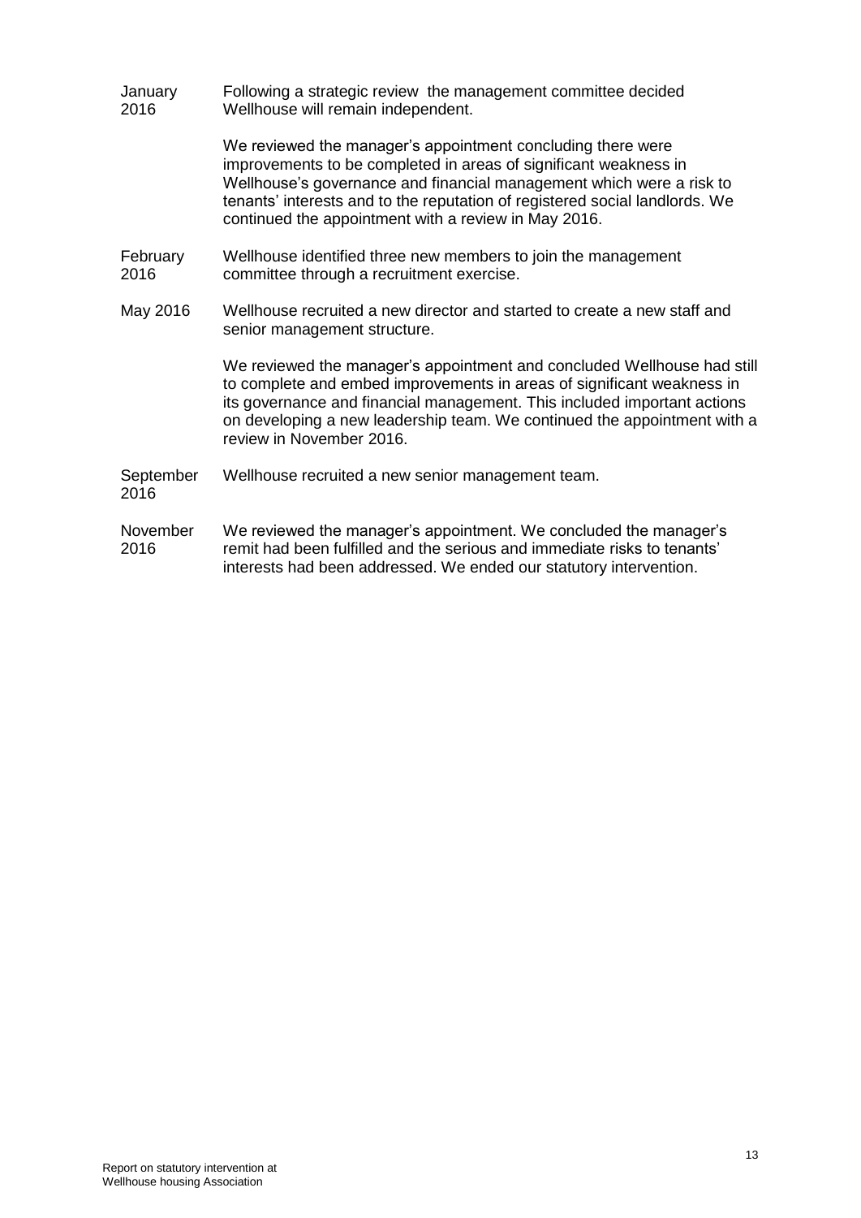| | |
|---|---|
| January 2016 | Following a strategic review the management committee decided Wellhouse will remain independent.<br><br>We reviewed the manager's appointment concluding there were improvements to be completed in areas of significant weakness in Wellhouse's governance and financial management which were a risk to tenants' interests and to the reputation of registered social landlords. We continued the appointment with a review in May 2016. |
| February 2016 | Wellhouse identified three new members to join the management committee through a recruitment exercise. |
| May 2016 | Wellhouse recruited a new director and started to create a new staff and senior management structure.<br><br>We reviewed the manager's appointment and concluded Wellhouse had still to complete and embed improvements in areas of significant weakness in its governance and financial management. This included important actions on developing a new leadership team. We continued the appointment with a review in November 2016. |
| September 2016 | Wellhouse recruited a new senior management team. |
| November 2016 | We reviewed the manager's appointment. We concluded the manager's remit had been fulfilled and the serious and immediate risks to tenants' interests had been addressed. We ended our statutory intervention. |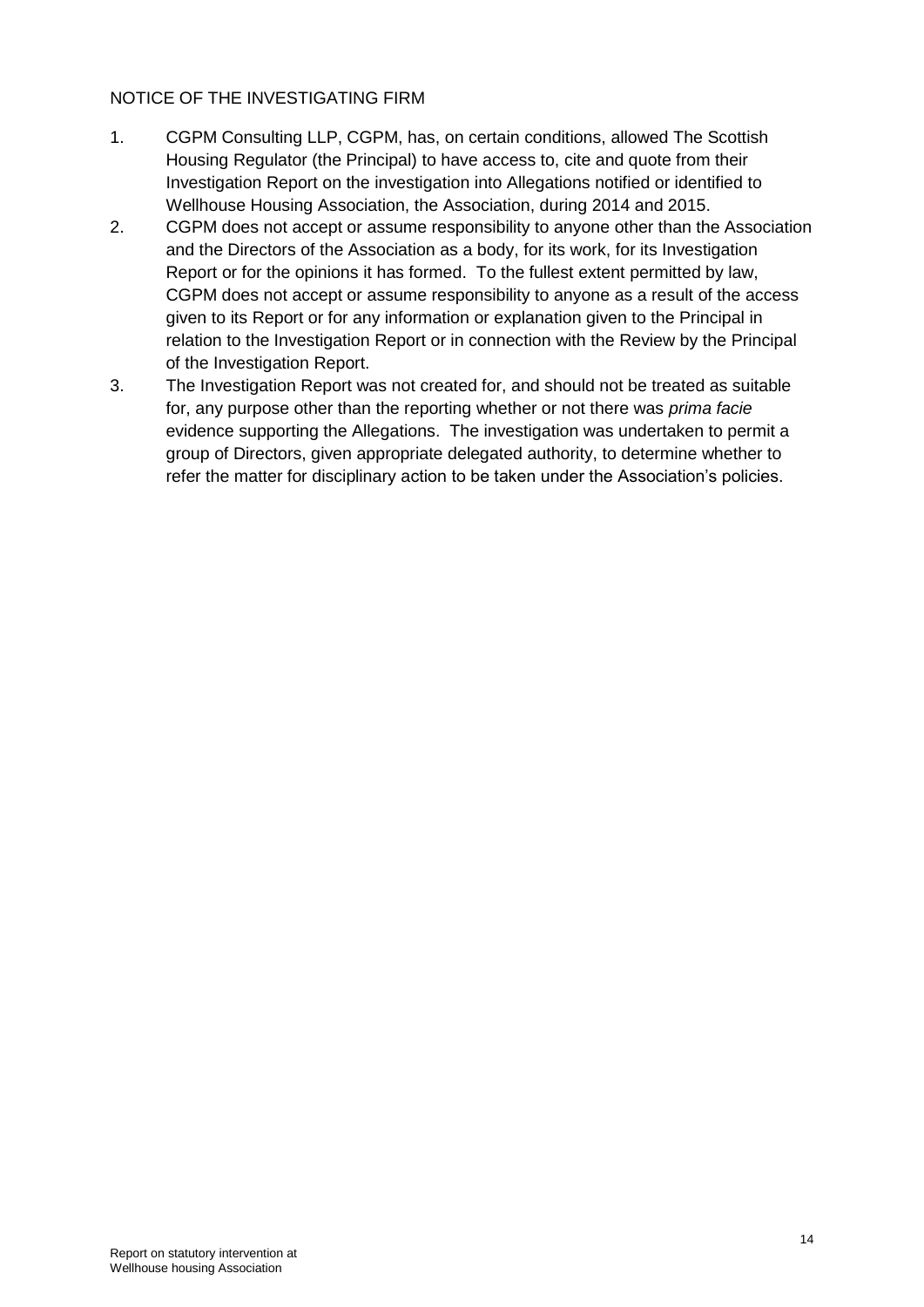NOTICE OF THE INVESTIGATING FIRM

1. CGPM Consulting LLP, CGPM, has, on certain conditions, allowed The Scottish Housing Regulator (the Principal) to have access to, cite and quote from their Investigation Report on the investigation into Allegations notified or identified to Wellhouse Housing Association, the Association, during 2014 and 2015.
2. CGPM does not accept or assume responsibility to anyone other than the Association and the Directors of the Association as a body, for its work, for its Investigation Report or for the opinions it has formed. To the fullest extent permitted by law, CGPM does not accept or assume responsibility to anyone as a result of the access given to its Report or for any information or explanation given to the Principal in relation to the Investigation Report or in connection with the Review by the Principal of the Investigation Report.
3. The Investigation Report was not created for, and should not be treated as suitable for, any purpose other than the reporting whether or not there was *prima facie* evidence supporting the Allegations. The investigation was undertaken to permit a group of Directors, given appropriate delegated authority, to determine whether to refer the matter for disciplinary action to be taken under the Association's policies.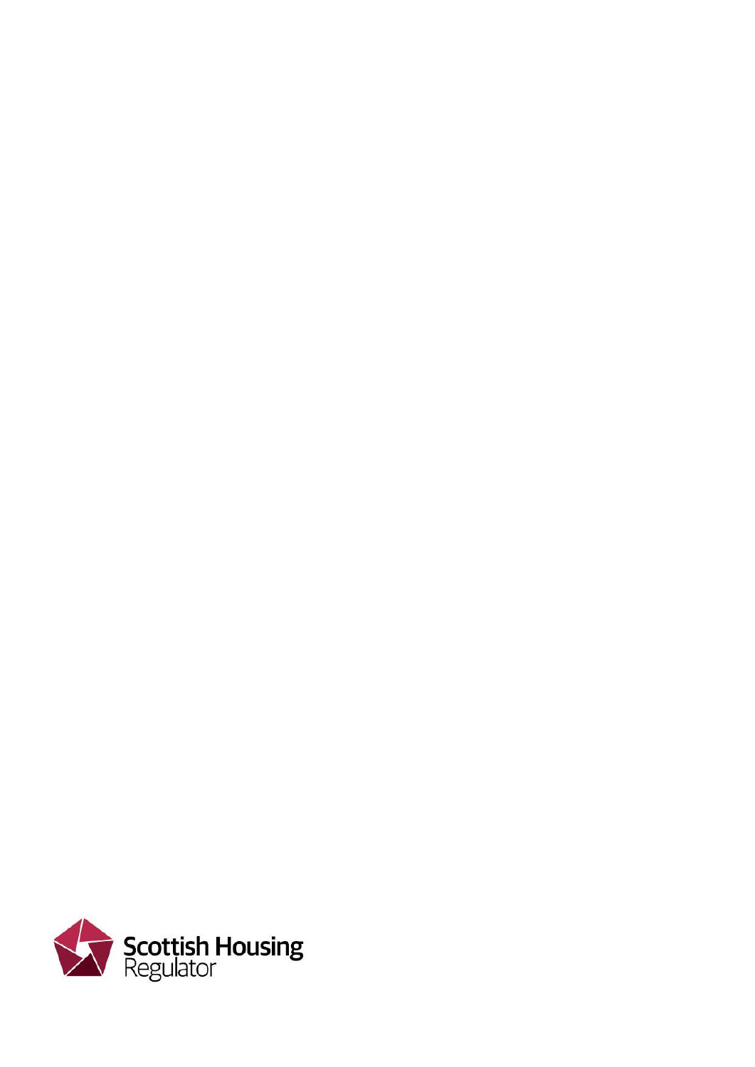Scottish Housing Regulator